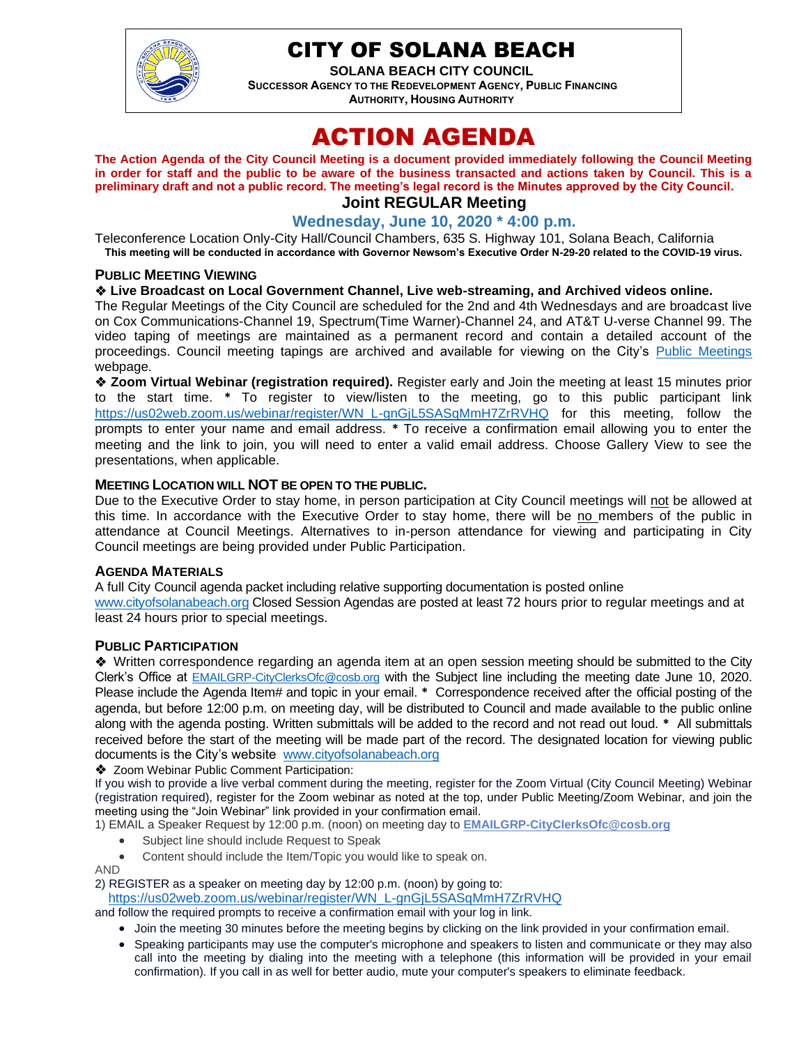# CITY OF SOLANA BEACH

**SOLANA BEACH CITY COUNCIL**

**SUCCESSOR AGENCY TO THE REDEVELOPMENT AGENCY, PUBLIC FINANCING AUTHORITY, HOUSING AUTHORITY**

# ACTION AGENDA

**The Action Agenda of the City Council Meeting is a document provided immediately following the Council Meeting in order for staff and the public to be aware of the business transacted and actions taken by Council. This is a preliminary draft and not a public record. The meeting's legal record is the Minutes approved by the City Council.**

## Joint REGULAR Meeting

### Wednesday, June 10, 2020 * 4:00 p.m.

Teleconference Location Only-City Hall/Council Chambers, 635 S. Highway 101, Solana Beach, California

**This meeting will be conducted in accordance with Governor Newsom's Executive Order N-29-20 related to the COVID-19 virus.**

### PUBLIC MEETING VIEWING

❖ **Live Broadcast on Local Government Channel, Live web-streaming, and Archived videos online.**

The Regular Meetings of the City Council are scheduled for the 2nd and 4th Wednesdays and are broadcast live on Cox Communications-Channel 19, Spectrum(Time Warner)-Channel 24, and AT&T U-verse Channel 99. The video taping of meetings are maintained as a permanent record and contain a detailed account of the proceedings. Council meeting tapings are archived and available for viewing on the City's Public Meetings webpage.

❖ **Zoom Virtual Webinar (registration required).** Register early and Join the meeting at least 15 minutes prior to the start time. **\*** To register to view/listen to the meeting, go to this public participant link https://us02web.zoom.us/webinar/register/WN_L-gnGjL5SASqMmH7ZrRVHQ for this meeting, follow the prompts to enter your name and email address. **\*** To receive a confirmation email allowing you to enter the meeting and the link to join, you will need to enter a valid email address. Choose Gallery View to see the presentations, when applicable.

### MEETING LOCATION WILL NOT BE OPEN TO THE PUBLIC.

Due to the Executive Order to stay home, in person participation at City Council meetings will not be allowed at this time. In accordance with the Executive Order to stay home, there will be no members of the public in attendance at Council Meetings. Alternatives to in-person attendance for viewing and participating in City Council meetings are being provided under Public Participation.

### AGENDA MATERIALS

A full City Council agenda packet including relative supporting documentation is posted online www.cityofsolanabeach.org Closed Session Agendas are posted at least 72 hours prior to regular meetings and at least 24 hours prior to special meetings.

### PUBLIC PARTICIPATION

❖ Written correspondence regarding an agenda item at an open session meeting should be submitted to the City Clerk's Office at EMAILGRP-CityClerksOfc@cosb.org with the Subject line including the meeting date June 10, 2020. Please include the Agenda Item# and topic in your email. **\*** Correspondence received after the official posting of the agenda, but before 12:00 p.m. on meeting day, will be distributed to Council and made available to the public online along with the agenda posting. Written submittals will be added to the record and not read out loud. **\*** All submittals received before the start of the meeting will be made part of the record. The designated location for viewing public documents is the City's website www.cityofsolanabeach.org

❖ Zoom Webinar Public Comment Participation:

If you wish to provide a live verbal comment during the meeting, register for the Zoom Virtual (City Council Meeting) Webinar (registration required), register for the Zoom webinar as noted at the top, under Public Meeting/Zoom Webinar, and join the meeting using the "Join Webinar" link provided in your confirmation email.

1) EMAIL a Speaker Request by 12:00 p.m. (noon) on meeting day to **EMAILGRP-CityClerksOfc@cosb.org**

- Subject line should include Request to Speak
- Content should include the Item/Topic you would like to speak on.

AND

2) REGISTER as a speaker on meeting day by 12:00 p.m. (noon) by going to: https://us02web.zoom.us/webinar/register/WN_L-gnGjL5SASqMmH7ZrRVHQ and follow the required prompts to receive a confirmation email with your log in link.

- Join the meeting 30 minutes before the meeting begins by clicking on the link provided in your confirmation email.
- Speaking participants may use the computer's microphone and speakers to listen and communicate or they may also call into the meeting by dialing into the meeting with a telephone (this information will be provided in your email confirmation). If you call in as well for better audio, mute your computer's speakers to eliminate feedback.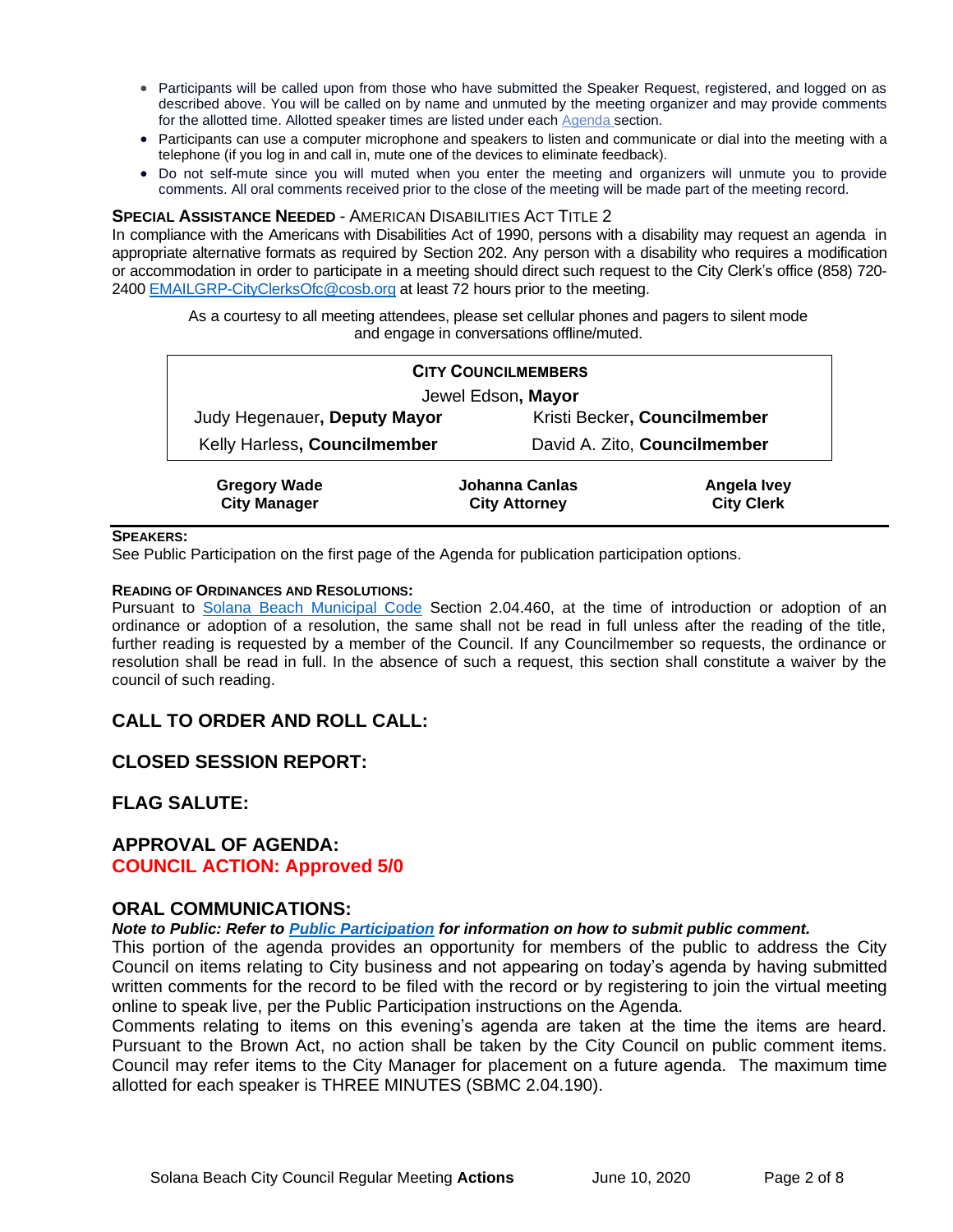- Participants will be called upon from those who have submitted the Speaker Request, registered, and logged on as described above. You will be called on by name and unmuted by the meeting organizer and may provide comments for the allotted time. Allotted speaker times are listed under each Agenda section.
- Participants can use a computer microphone and speakers to listen and communicate or dial into the meeting with a telephone (if you log in and call in, mute one of the devices to eliminate feedback).
- Do not self-mute since you will muted when you enter the meeting and organizers will unmute you to provide comments. All oral comments received prior to the close of the meeting will be made part of the meeting record.

**SPECIAL ASSISTANCE NEEDED** - AMERICAN DISABILITIES ACT TITLE 2

In compliance with the Americans with Disabilities Act of 1990, persons with a disability may request an agenda in appropriate alternative formats as required by Section 202. Any person with a disability who requires a modification or accommodation in order to participate in a meeting should direct such request to the City Clerk's office (858) 720-2400 EMAILGRP-CityClerksOfc@cosb.org at least 72 hours prior to the meeting.

As a courtesy to all meeting attendees, please set cellular phones and pagers to silent mode and engage in conversations offline/muted.

| CITY COUNCILMEMBERS | |
|---|---|
| Jewel Edson, **Mayor** | |
| Judy Hegenauer, **Deputy Mayor** | Kristi Becker, **Councilmember** |
| Kelly Harless, **Councilmember** | David A. Zito, **Councilmember** |

| Gregory Wade | Johanna Canlas | Angela Ivey |
|---|---|---|
| City Manager | City Attorney | City Clerk |

**SPEAKERS:**

See Public Participation on the first page of the Agenda for publication participation options.

**READING OF ORDINANCES AND RESOLUTIONS:**

Pursuant to Solana Beach Municipal Code Section 2.04.460, at the time of introduction or adoption of an ordinance or adoption of a resolution, the same shall not be read in full unless after the reading of the title, further reading is requested by a member of the Council. If any Councilmember so requests, the ordinance or resolution shall be read in full. In the absence of such a request, this section shall constitute a waiver by the council of such reading.

## CALL TO ORDER AND ROLL CALL:

## CLOSED SESSION REPORT:

## FLAG SALUTE:

## APPROVAL OF AGENDA:

**COUNCIL ACTION: Approved 5/0**

## ORAL COMMUNICATIONS:

***Note to Public: Refer to Public Participation for information on how to submit public comment.***

This portion of the agenda provides an opportunity for members of the public to address the City Council on items relating to City business and not appearing on today's agenda by having submitted written comments for the record to be filed with the record or by registering to join the virtual meeting online to speak live, per the Public Participation instructions on the Agenda.

Comments relating to items on this evening's agenda are taken at the time the items are heard. Pursuant to the Brown Act, no action shall be taken by the City Council on public comment items. Council may refer items to the City Manager for placement on a future agenda. The maximum time allotted for each speaker is THREE MINUTES (SBMC 2.04.190).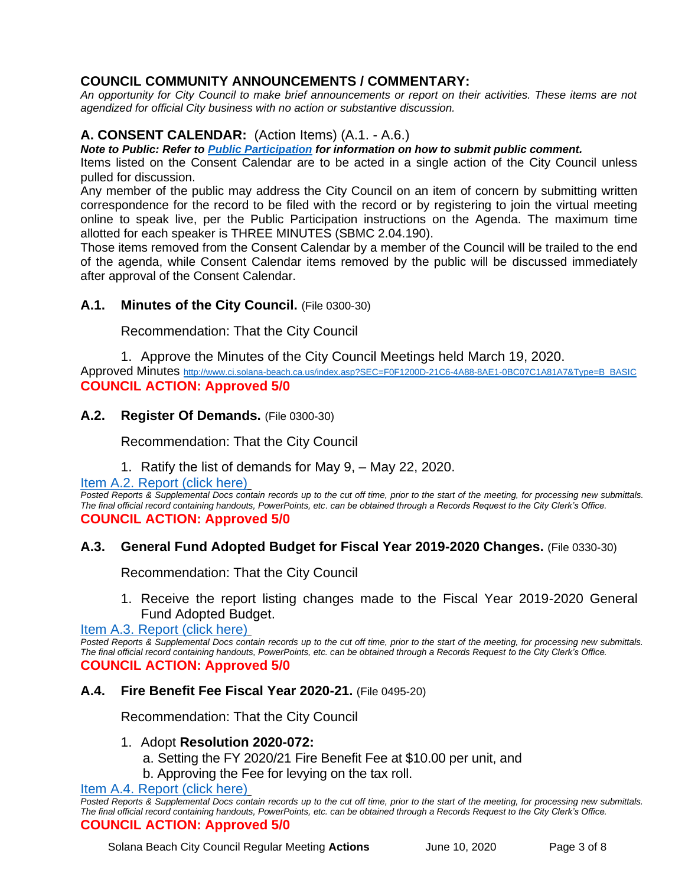## COUNCIL COMMUNITY ANNOUNCEMENTS / COMMENTARY:

*An opportunity for City Council to make brief announcements or report on their activities. These items are not agendized for official City business with no action or substantive discussion.*

## A. CONSENT CALENDAR: (Action Items) (A.1. - A.6.)

***Note to Public: Refer to [Public Participation](#) for information on how to submit public comment.***

Items listed on the Consent Calendar are to be acted in a single action of the City Council unless pulled for discussion.

Any member of the public may address the City Council on an item of concern by submitting written correspondence for the record to be filed with the record or by registering to join the virtual meeting online to speak live, per the Public Participation instructions on the Agenda. The maximum time allotted for each speaker is THREE MINUTES (SBMC 2.04.190).

Those items removed from the Consent Calendar by a member of the Council will be trailed to the end of the agenda, while Consent Calendar items removed by the public will be discussed immediately after approval of the Consent Calendar.

### A.1. Minutes of the City Council. (File 0300-30)

Recommendation: That the City Council

1. Approve the Minutes of the City Council Meetings held March 19, 2020.

Approved Minutes http://www.ci.solana-beach.ca.us/index.asp?SEC=F0F1200D-21C6-4A88-8AE1-0BC07C1A81A7&Type=B_BASIC

**COUNCIL ACTION: Approved 5/0**

### A.2. Register Of Demands. (File 0300-30)

Recommendation: That the City Council

1. Ratify the list of demands for May 9, – May 22, 2020.

Item A.2. Report (click here)

*Posted Reports & Supplemental Docs contain records up to the cut off time, prior to the start of the meeting, for processing new submittals. The final official record containing handouts, PowerPoints, etc. can be obtained through a Records Request to the City Clerk's Office.*

**COUNCIL ACTION: Approved 5/0**

### A.3. General Fund Adopted Budget for Fiscal Year 2019-2020 Changes. (File 0330-30)

Recommendation: That the City Council

1. Receive the report listing changes made to the Fiscal Year 2019-2020 General Fund Adopted Budget.

Item A.3. Report (click here)

*Posted Reports & Supplemental Docs contain records up to the cut off time, prior to the start of the meeting, for processing new submittals. The final official record containing handouts, PowerPoints, etc. can be obtained through a Records Request to the City Clerk's Office.*

**COUNCIL ACTION: Approved 5/0**

### A.4. Fire Benefit Fee Fiscal Year 2020-21. (File 0495-20)

Recommendation: That the City Council

1. Adopt **Resolution 2020-072:**
   a. Setting the FY 2020/21 Fire Benefit Fee at $10.00 per unit, and
   b. Approving the Fee for levying on the tax roll.

Item A.4. Report (click here)

*Posted Reports & Supplemental Docs contain records up to the cut off time, prior to the start of the meeting, for processing new submittals. The final official record containing handouts, PowerPoints, etc. can be obtained through a Records Request to the City Clerk's Office.*

**COUNCIL ACTION: Approved 5/0**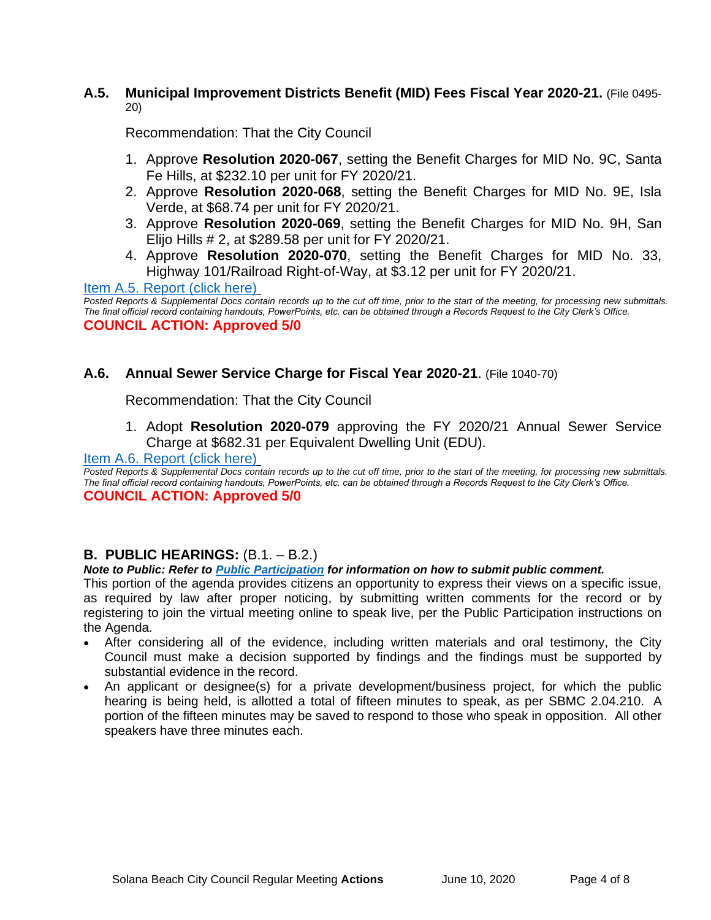### A.5. Municipal Improvement Districts Benefit (MID) Fees Fiscal Year 2020-21. (File 0495-20)

Recommendation: That the City Council

1. Approve **Resolution 2020-067**, setting the Benefit Charges for MID No. 9C, Santa Fe Hills, at $232.10 per unit for FY 2020/21.
2. Approve **Resolution 2020-068**, setting the Benefit Charges for MID No. 9E, Isla Verde, at $68.74 per unit for FY 2020/21.
3. Approve **Resolution 2020-069**, setting the Benefit Charges for MID No. 9H, San Elijo Hills # 2, at $289.58 per unit for FY 2020/21.
4. Approve **Resolution 2020-070**, setting the Benefit Charges for MID No. 33, Highway 101/Railroad Right-of-Way, at $3.12 per unit for FY 2020/21.

Item A.5. Report (click here)

*Posted Reports & Supplemental Docs contain records up to the cut off time, prior to the start of the meeting, for processing new submittals. The final official record containing handouts, PowerPoints, etc. can be obtained through a Records Request to the City Clerk's Office.*

**COUNCIL ACTION: Approved 5/0**

### A.6. Annual Sewer Service Charge for Fiscal Year 2020-21. (File 1040-70)

Recommendation: That the City Council

1. Adopt **Resolution 2020-079** approving the FY 2020/21 Annual Sewer Service Charge at $682.31 per Equivalent Dwelling Unit (EDU).

Item A.6. Report (click here)

*Posted Reports & Supplemental Docs contain records up to the cut off time, prior to the start of the meeting, for processing new submittals. The final official record containing handouts, PowerPoints, etc. can be obtained through a Records Request to the City Clerk's Office.*

**COUNCIL ACTION: Approved 5/0**

## B. PUBLIC HEARINGS: (B.1. – B.2.)

***Note to Public: Refer to Public Participation for information on how to submit public comment.***

This portion of the agenda provides citizens an opportunity to express their views on a specific issue, as required by law after proper noticing, by submitting written comments for the record or by registering to join the virtual meeting online to speak live, per the Public Participation instructions on the Agenda.

- After considering all of the evidence, including written materials and oral testimony, the City Council must make a decision supported by findings and the findings must be supported by substantial evidence in the record.
- An applicant or designee(s) for a private development/business project, for which the public hearing is being held, is allotted a total of fifteen minutes to speak, as per SBMC 2.04.210. A portion of the fifteen minutes may be saved to respond to those who speak in opposition. All other speakers have three minutes each.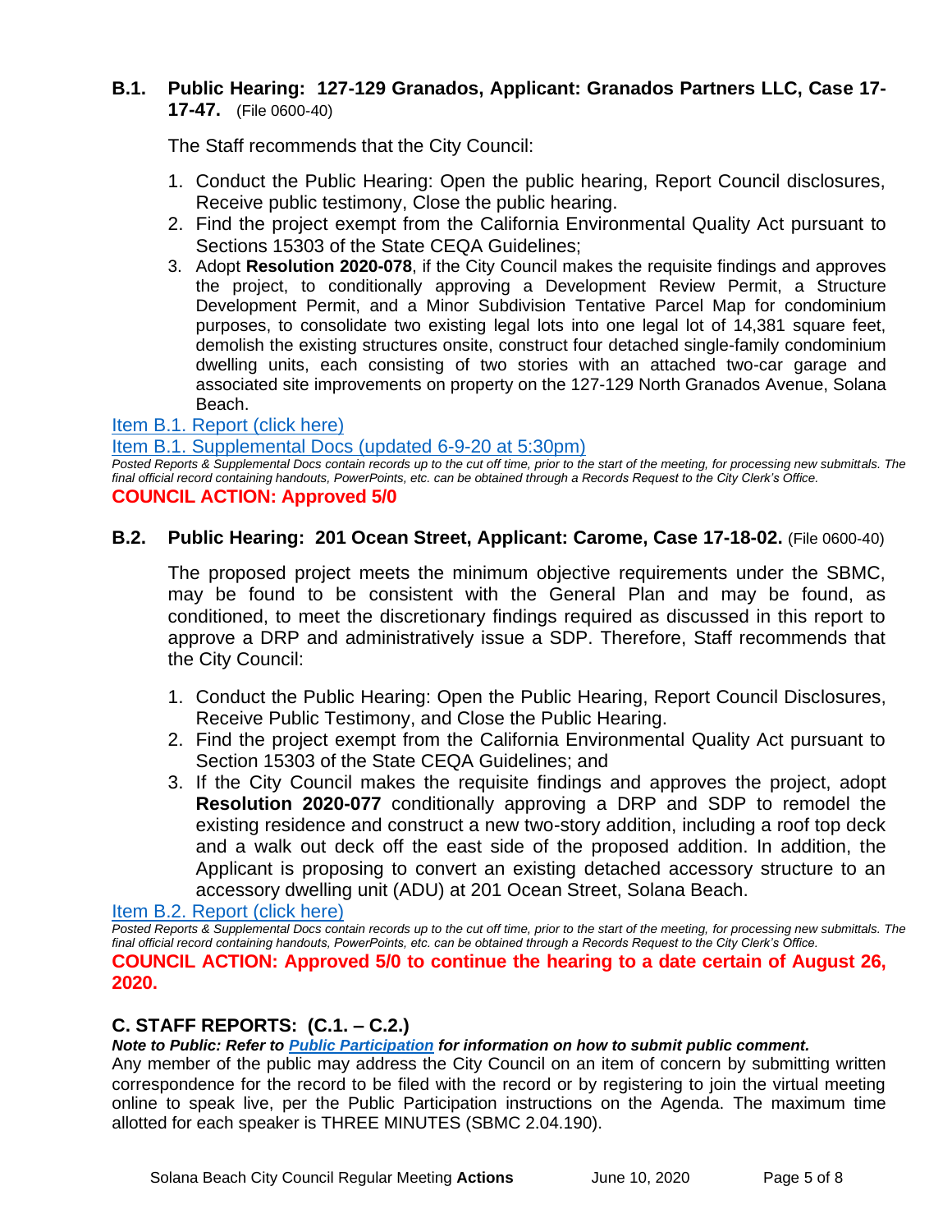### B.1. Public Hearing: 127-129 Granados, Applicant: Granados Partners LLC, Case 17-17-47. (File 0600-40)

The Staff recommends that the City Council:

1. Conduct the Public Hearing: Open the public hearing, Report Council disclosures, Receive public testimony, Close the public hearing.
2. Find the project exempt from the California Environmental Quality Act pursuant to Sections 15303 of the State CEQA Guidelines;
3. Adopt **Resolution 2020-078**, if the City Council makes the requisite findings and approves the project, to conditionally approving a Development Review Permit, a Structure Development Permit, and a Minor Subdivision Tentative Parcel Map for condominium purposes, to consolidate two existing legal lots into one legal lot of 14,381 square feet, demolish the existing structures onsite, construct four detached single-family condominium dwelling units, each consisting of two stories with an attached two-car garage and associated site improvements on property on the 127-129 North Granados Avenue, Solana Beach.

Item B.1. Report (click here)

Item B.1. Supplemental Docs (updated 6-9-20 at 5:30pm)

*Posted Reports & Supplemental Docs contain records up to the cut off time, prior to the start of the meeting, for processing new submittals. The final official record containing handouts, PowerPoints, etc. can be obtained through a Records Request to the City Clerk's Office.*

**COUNCIL ACTION: Approved 5/0**

### B.2. Public Hearing: 201 Ocean Street, Applicant: Carome, Case 17-18-02. (File 0600-40)

The proposed project meets the minimum objective requirements under the SBMC, may be found to be consistent with the General Plan and may be found, as conditioned, to meet the discretionary findings required as discussed in this report to approve a DRP and administratively issue a SDP. Therefore, Staff recommends that the City Council:

1. Conduct the Public Hearing: Open the Public Hearing, Report Council Disclosures, Receive Public Testimony, and Close the Public Hearing.
2. Find the project exempt from the California Environmental Quality Act pursuant to Section 15303 of the State CEQA Guidelines; and
3. If the City Council makes the requisite findings and approves the project, adopt **Resolution 2020-077** conditionally approving a DRP and SDP to remodel the existing residence and construct a new two-story addition, including a roof top deck and a walk out deck off the east side of the proposed addition. In addition, the Applicant is proposing to convert an existing detached accessory structure to an accessory dwelling unit (ADU) at 201 Ocean Street, Solana Beach.

Item B.2. Report (click here)

*Posted Reports & Supplemental Docs contain records up to the cut off time, prior to the start of the meeting, for processing new submittals. The final official record containing handouts, PowerPoints, etc. can be obtained through a Records Request to the City Clerk's Office.*

**COUNCIL ACTION: Approved 5/0 to continue the hearing to a date certain of August 26, 2020.**

## C. STAFF REPORTS: (C.1. – C.2.)

***Note to Public: Refer to Public Participation for information on how to submit public comment.***

Any member of the public may address the City Council on an item of concern by submitting written correspondence for the record to be filed with the record or by registering to join the virtual meeting online to speak live, per the Public Participation instructions on the Agenda. The maximum time allotted for each speaker is THREE MINUTES (SBMC 2.04.190).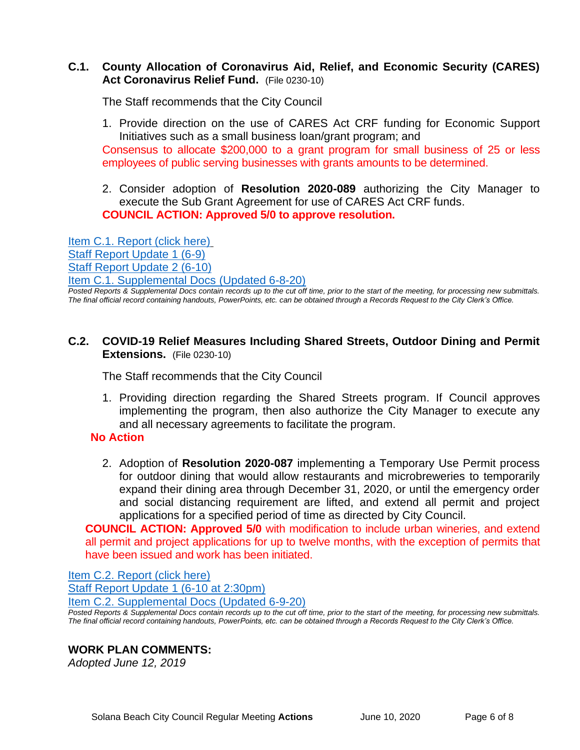**C.1. County Allocation of Coronavirus Aid, Relief, and Economic Security (CARES) Act Coronavirus Relief Fund.** (File 0230-10)

The Staff recommends that the City Council

1. Provide direction on the use of CARES Act CRF funding for Economic Support Initiatives such as a small business loan/grant program; and

Consensus to allocate $200,000 to a grant program for small business of 25 or less employees of public serving businesses with grants amounts to be determined.

2. Consider adoption of **Resolution 2020-089** authorizing the City Manager to execute the Sub Grant Agreement for use of CARES Act CRF funds.

**COUNCIL ACTION: Approved 5/0 to approve resolution.**

Item C.1. Report (click here)
Staff Report Update 1 (6-9)
Staff Report Update 2 (6-10)
Item C.1. Supplemental Docs (Updated 6-8-20)

*Posted Reports & Supplemental Docs contain records up to the cut off time, prior to the start of the meeting, for processing new submittals. The final official record containing handouts, PowerPoints, etc. can be obtained through a Records Request to the City Clerk's Office.*

**C.2. COVID-19 Relief Measures Including Shared Streets, Outdoor Dining and Permit Extensions.** (File 0230-10)

The Staff recommends that the City Council

1. Providing direction regarding the Shared Streets program. If Council approves implementing the program, then also authorize the City Manager to execute any and all necessary agreements to facilitate the program.

**No Action**

2. Adoption of **Resolution 2020-087** implementing a Temporary Use Permit process for outdoor dining that would allow restaurants and microbreweries to temporarily expand their dining area through December 31, 2020, or until the emergency order and social distancing requirement are lifted, and extend all permit and project applications for a specified period of time as directed by City Council.

**COUNCIL ACTION: Approved 5/0** with modification to include urban wineries, and extend all permit and project applications for up to twelve months, with the exception of permits that have been issued and work has been initiated.

Item C.2. Report (click here)
Staff Report Update 1 (6-10 at 2:30pm)
Item C.2. Supplemental Docs (Updated 6-9-20)

*Posted Reports & Supplemental Docs contain records up to the cut off time, prior to the start of the meeting, for processing new submittals. The final official record containing handouts, PowerPoints, etc. can be obtained through a Records Request to the City Clerk's Office.*

**WORK PLAN COMMENTS:**

*Adopted June 12, 2019*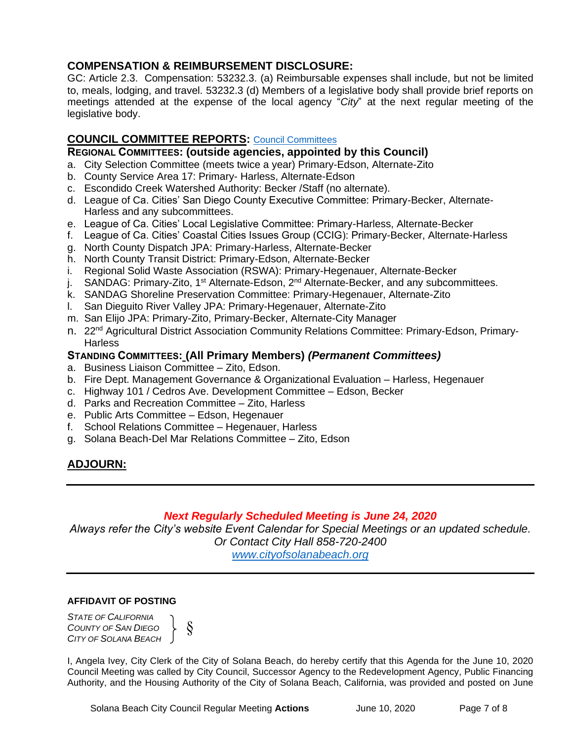## COMPENSATION & REIMBURSEMENT DISCLOSURE:

GC: Article 2.3. Compensation: 53232.3. (a) Reimbursable expenses shall include, but not be limited to, meals, lodging, and travel. 53232.3 (d) Members of a legislative body shall provide brief reports on meetings attended at the expense of the local agency "*City*" at the next regular meeting of the legislative body.

## COUNCIL COMMITTEE REPORTS: Council Committees

### REGIONAL COMMITTEES: (outside agencies, appointed by this Council)

a. City Selection Committee (meets twice a year) Primary-Edson, Alternate-Zito
b. County Service Area 17: Primary- Harless, Alternate-Edson
c. Escondido Creek Watershed Authority: Becker /Staff (no alternate).
d. League of Ca. Cities' San Diego County Executive Committee: Primary-Becker, Alternate-Harless and any subcommittees.
e. League of Ca. Cities' Local Legislative Committee: Primary-Harless, Alternate-Becker
f. League of Ca. Cities' Coastal Cities Issues Group (CCIG): Primary-Becker, Alternate-Harless
g. North County Dispatch JPA: Primary-Harless, Alternate-Becker
h. North County Transit District: Primary-Edson, Alternate-Becker
i. Regional Solid Waste Association (RSWA): Primary-Hegenauer, Alternate-Becker
j. SANDAG: Primary-Zito, 1st Alternate-Edson, 2nd Alternate-Becker, and any subcommittees.
k. SANDAG Shoreline Preservation Committee: Primary-Hegenauer, Alternate-Zito
l. San Dieguito River Valley JPA: Primary-Hegenauer, Alternate-Zito
m. San Elijo JPA: Primary-Zito, Primary-Becker, Alternate-City Manager
n. 22nd Agricultural District Association Community Relations Committee: Primary-Edson, Primary-Harless

### STANDING COMMITTEES: (All Primary Members) *(Permanent Committees)*

a. Business Liaison Committee – Zito, Edson.
b. Fire Dept. Management Governance & Organizational Evaluation – Harless, Hegenauer
c. Highway 101 / Cedros Ave. Development Committee – Edson, Becker
d. Parks and Recreation Committee – Zito, Harless
e. Public Arts Committee – Edson, Hegenauer
f. School Relations Committee – Hegenauer, Harless
g. Solana Beach-Del Mar Relations Committee – Zito, Edson

## ADJOURN:

---

***Next Regularly Scheduled Meeting is June 24, 2020***

*Always refer the City's website Event Calendar for Special Meetings or an updated schedule.*
*Or Contact City Hall 858-720-2400*
*www.cityofsolanabeach.org*

---

**AFFIDAVIT OF POSTING**

*STATE OF CALIFORNIA*
*COUNTY OF SAN DIEGO* §
*CITY OF SOLANA BEACH*

I, Angela Ivey, City Clerk of the City of Solana Beach, do hereby certify that this Agenda for the June 10, 2020 Council Meeting was called by City Council, Successor Agency to the Redevelopment Agency, Public Financing Authority, and the Housing Authority of the City of Solana Beach, California, was provided and posted on June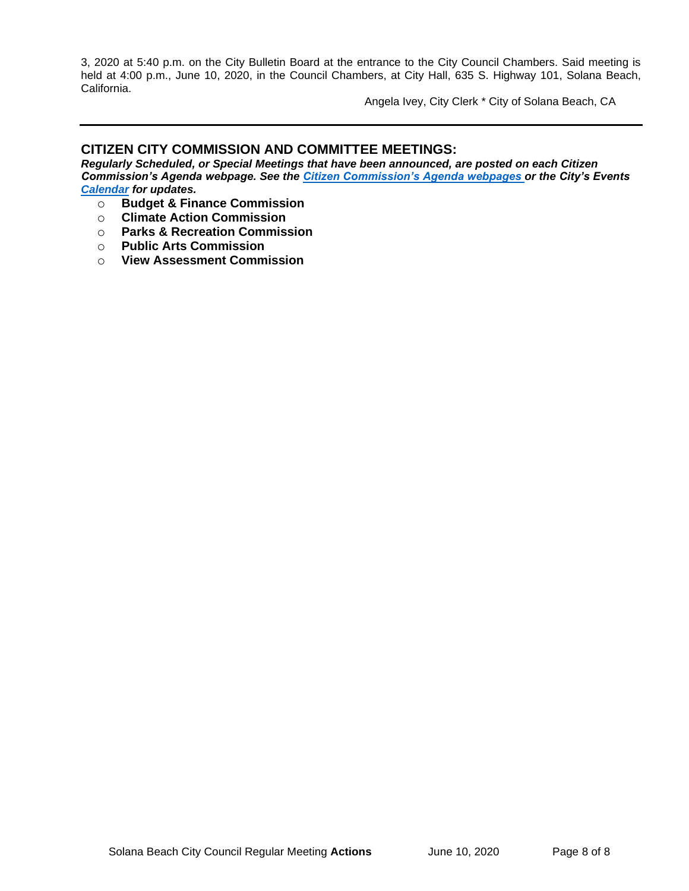3, 2020 at 5:40 p.m. on the City Bulletin Board at the entrance to the City Council Chambers. Said meeting is held at 4:00 p.m., June 10, 2020, in the Council Chambers, at City Hall, 635 S. Highway 101, Solana Beach, California.

Angela Ivey, City Clerk * City of Solana Beach, CA

---

## CITIZEN CITY COMMISSION AND COMMITTEE MEETINGS:

***Regularly Scheduled, or Special Meetings that have been announced, are posted on each Citizen Commission's Agenda webpage. See the Citizen Commission's Agenda webpages or the City's Events Calendar for updates.***

- **Budget & Finance Commission**
- **Climate Action Commission**
- **Parks & Recreation Commission**
- **Public Arts Commission**
- **View Assessment Commission**